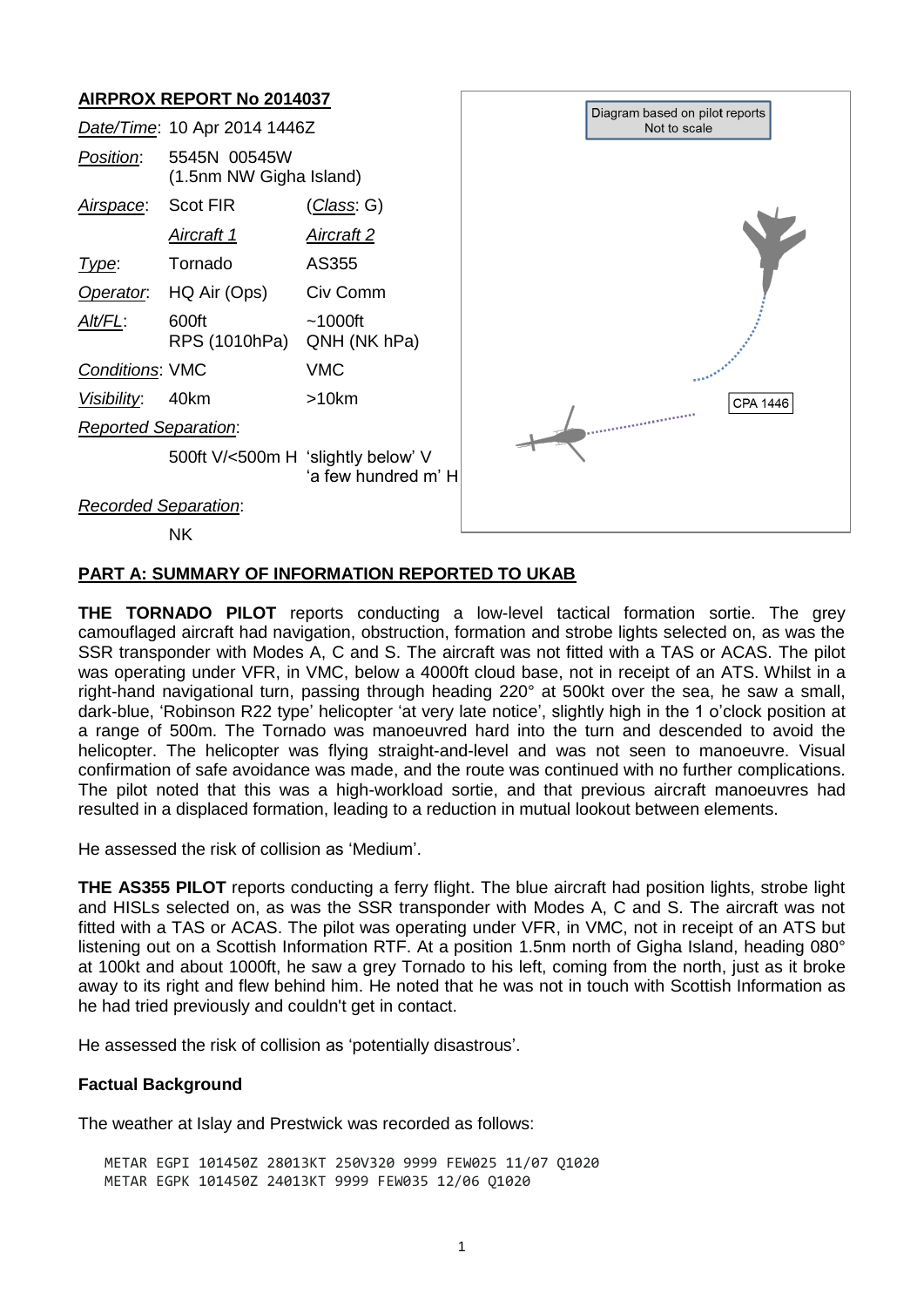## AIRPROX REPORT No 2014037

| | | |
|---|---|---|
| *Date/Time*: | 10 Apr 2014 1446Z | |
| *Position*: | 5545N 00545W (1.5nm NW Gigha Island) | |
| *Airspace*: | Scot FIR | (*Class*: G) |
| | *Aircraft 1* | *Aircraft 2* |
| *Type*: | Tornado | AS355 |
| *Operator*: | HQ Air (Ops) | Civ Comm |
| *Alt/FL*: | 600ft RPS (1010hPa) | ~1000ft QNH (NK hPa) |
| *Conditions*: | VMC | VMC |
| *Visibility*: | 40km | >10km |
| *Reported Separation*: | | |
| | 500ft V/<500m H | 'slightly below' V 'a few hundred m' H |
| *Recorded Separation*: | | |
| | NK | |

Diagram based on pilot reports
Not to scale

CPA 1446

## PART A: SUMMARY OF INFORMATION REPORTED TO UKAB

**THE TORNADO PILOT** reports conducting a low-level tactical formation sortie. The grey camouflaged aircraft had navigation, obstruction, formation and strobe lights selected on, as was the SSR transponder with Modes A, C and S. The aircraft was not fitted with a TAS or ACAS. The pilot was operating under VFR, in VMC, below a 4000ft cloud base, not in receipt of an ATS. Whilst in a right-hand navigational turn, passing through heading 220° at 500kt over the sea, he saw a small, dark-blue, 'Robinson R22 type' helicopter 'at very late notice', slightly high in the 1 o'clock position at a range of 500m. The Tornado was manoeuvred hard into the turn and descended to avoid the helicopter. The helicopter was flying straight-and-level and was not seen to manoeuvre. Visual confirmation of safe avoidance was made, and the route was continued with no further complications. The pilot noted that this was a high-workload sortie, and that previous aircraft manoeuvres had resulted in a displaced formation, leading to a reduction in mutual lookout between elements.

He assessed the risk of collision as 'Medium'.

**THE AS355 PILOT** reports conducting a ferry flight. The blue aircraft had position lights, strobe light and HISLs selected on, as was the SSR transponder with Modes A, C and S. The aircraft was not fitted with a TAS or ACAS. The pilot was operating under VFR, in VMC, not in receipt of an ATS but listening out on a Scottish Information RTF. At a position 1.5nm north of Gigha Island, heading 080° at 100kt and about 1000ft, he saw a grey Tornado to his left, coming from the north, just as it broke away to its right and flew behind him. He noted that he was not in touch with Scottish Information as he had tried previously and couldn't get in contact.

He assessed the risk of collision as 'potentially disastrous'.

### Factual Background

The weather at Islay and Prestwick was recorded as follows:

```
METAR EGPI 101450Z 28013KT 250V320 9999 FEW025 11/07 Q1020
METAR EGPK 101450Z 24013KT 9999 FEW035 12/06 Q1020
```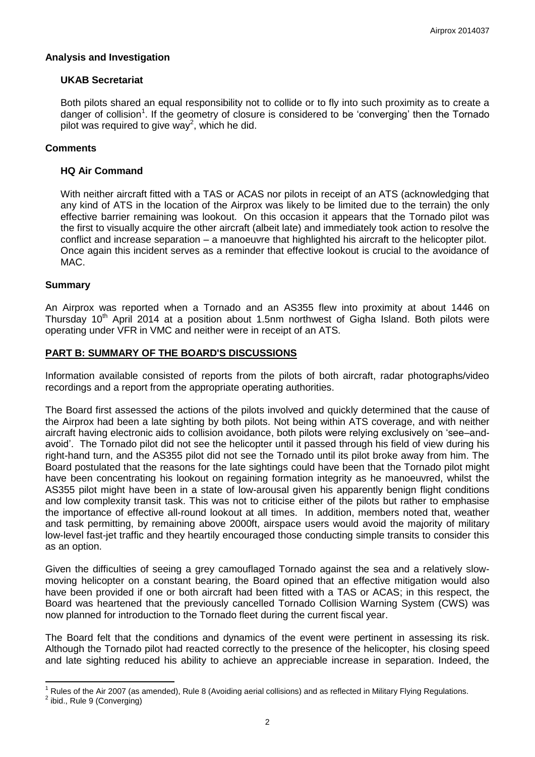## Analysis and Investigation

### UKAB Secretariat

Both pilots shared an equal responsibility not to collide or to fly into such proximity as to create a danger of collision[1]. If the geometry of closure is considered to be 'converging' then the Tornado pilot was required to give way[2], which he did.

## Comments

### HQ Air Command

With neither aircraft fitted with a TAS or ACAS nor pilots in receipt of an ATS (acknowledging that any kind of ATS in the location of the Airprox was likely to be limited due to the terrain) the only effective barrier remaining was lookout. On this occasion it appears that the Tornado pilot was the first to visually acquire the other aircraft (albeit late) and immediately took action to resolve the conflict and increase separation – a manoeuvre that highlighted his aircraft to the helicopter pilot. Once again this incident serves as a reminder that effective lookout is crucial to the avoidance of MAC.

## Summary

An Airprox was reported when a Tornado and an AS355 flew into proximity at about 1446 on Thursday 10th April 2014 at a position about 1.5nm northwest of Gigha Island. Both pilots were operating under VFR in VMC and neither were in receipt of an ATS.

## PART B: SUMMARY OF THE BOARD'S DISCUSSIONS

Information available consisted of reports from the pilots of both aircraft, radar photographs/video recordings and a report from the appropriate operating authorities.

The Board first assessed the actions of the pilots involved and quickly determined that the cause of the Airprox had been a late sighting by both pilots. Not being within ATS coverage, and with neither aircraft having electronic aids to collision avoidance, both pilots were relying exclusively on 'see–and-avoid'. The Tornado pilot did not see the helicopter until it passed through his field of view during his right-hand turn, and the AS355 pilot did not see the Tornado until its pilot broke away from him. The Board postulated that the reasons for the late sightings could have been that the Tornado pilot might have been concentrating his lookout on regaining formation integrity as he manoeuvred, whilst the AS355 pilot might have been in a state of low-arousal given his apparently benign flight conditions and low complexity transit task. This was not to criticise either of the pilots but rather to emphasise the importance of effective all-round lookout at all times. In addition, members noted that, weather and task permitting, by remaining above 2000ft, airspace users would avoid the majority of military low-level fast-jet traffic and they heartily encouraged those conducting simple transits to consider this as an option.

Given the difficulties of seeing a grey camouflaged Tornado against the sea and a relatively slow-moving helicopter on a constant bearing, the Board opined that an effective mitigation would also have been provided if one or both aircraft had been fitted with a TAS or ACAS; in this respect, the Board was heartened that the previously cancelled Tornado Collision Warning System (CWS) was now planned for introduction to the Tornado fleet during the current fiscal year.

The Board felt that the conditions and dynamics of the event were pertinent in assessing its risk. Although the Tornado pilot had reacted correctly to the presence of the helicopter, his closing speed and late sighting reduced his ability to achieve an appreciable increase in separation. Indeed, the

---

[1] Rules of the Air 2007 (as amended), Rule 8 (Avoiding aerial collisions) and as reflected in Military Flying Regulations.

[2] ibid., Rule 9 (Converging)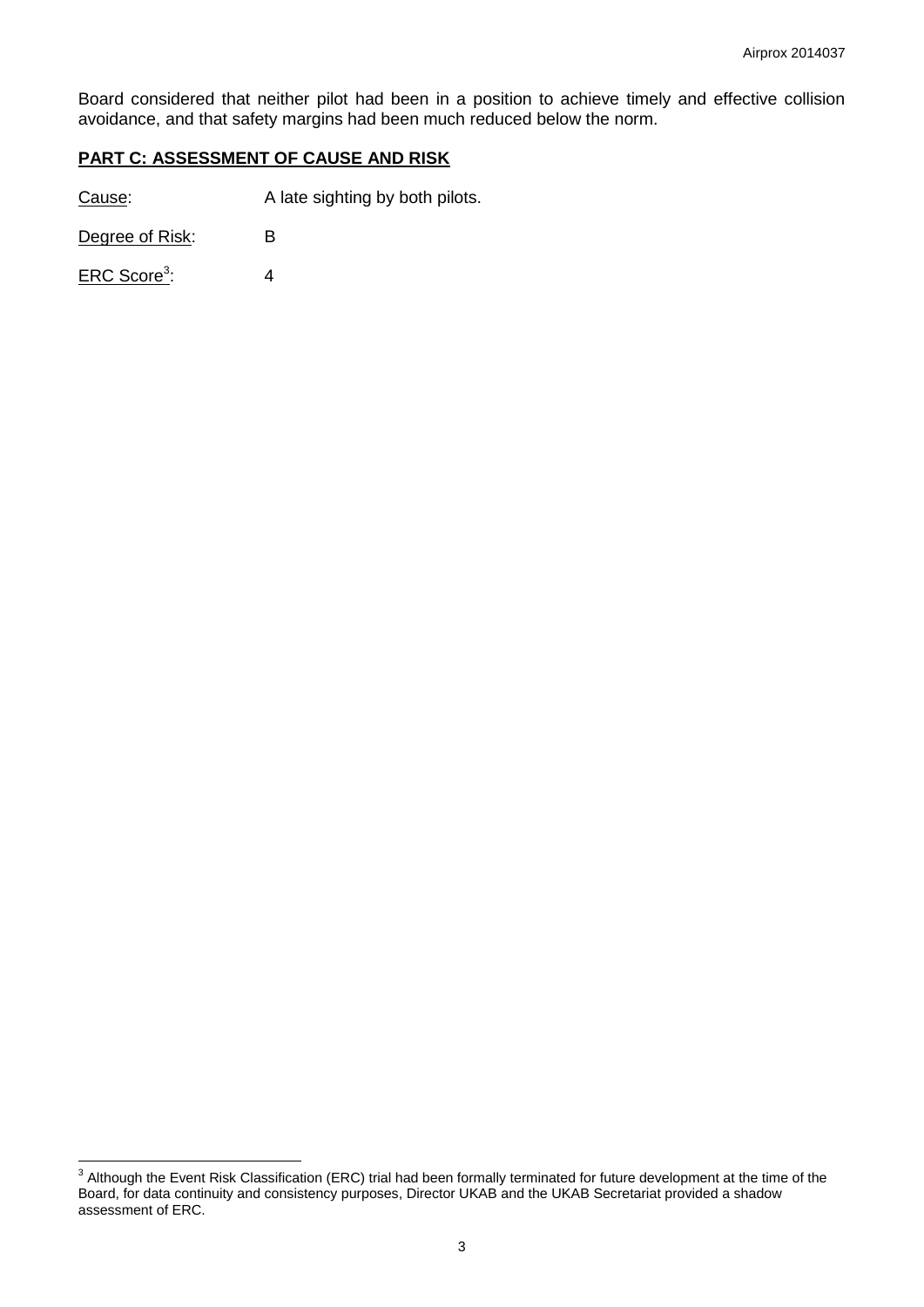Board considered that neither pilot had been in a position to achieve timely and effective collision avoidance, and that safety margins had been much reduced below the norm.

## PART C: ASSESSMENT OF CAUSE AND RISK

Cause: A late sighting by both pilots.

Degree of Risk: B

ERC Score[3]: 4

[3] Although the Event Risk Classification (ERC) trial had been formally terminated for future development at the time of the Board, for data continuity and consistency purposes, Director UKAB and the UKAB Secretariat provided a shadow assessment of ERC.